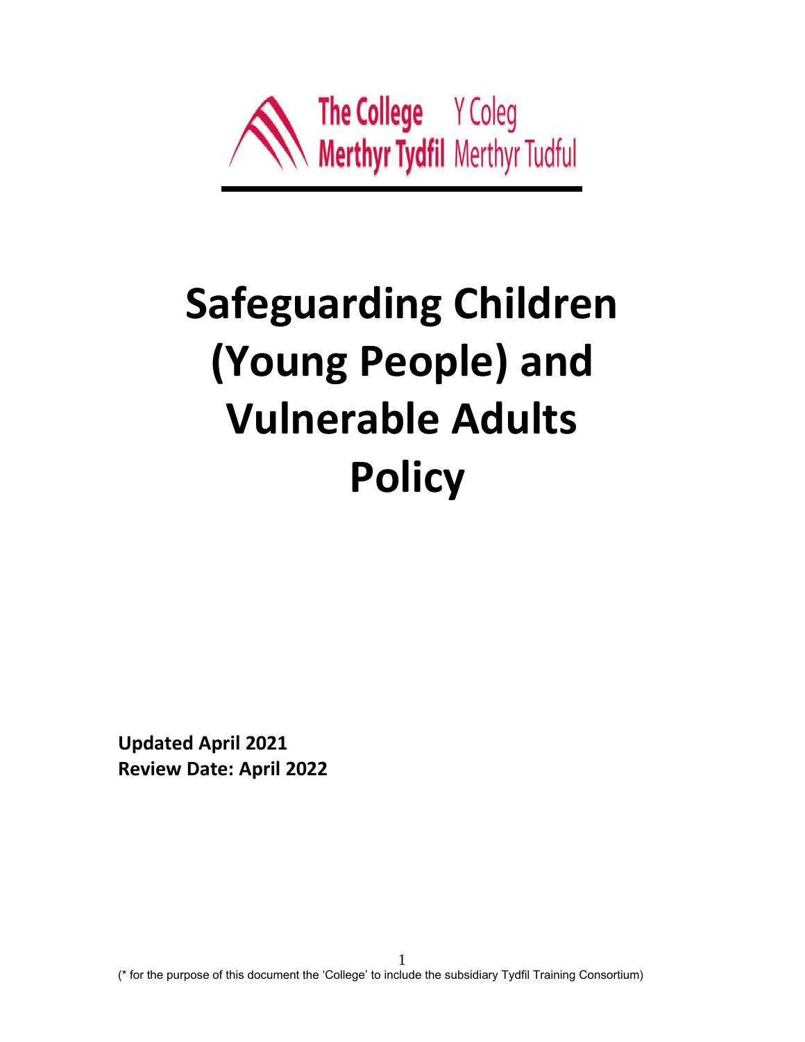The College Merthyr Tydfil   Y Coleg Merthyr Tudful

# Safeguarding Children (Young People) and Vulnerable Adults Policy

**Updated April 2021**
**Review Date: April 2022**

(* for the purpose of this document the 'College' to include the subsidiary Tydfil Training Consortium)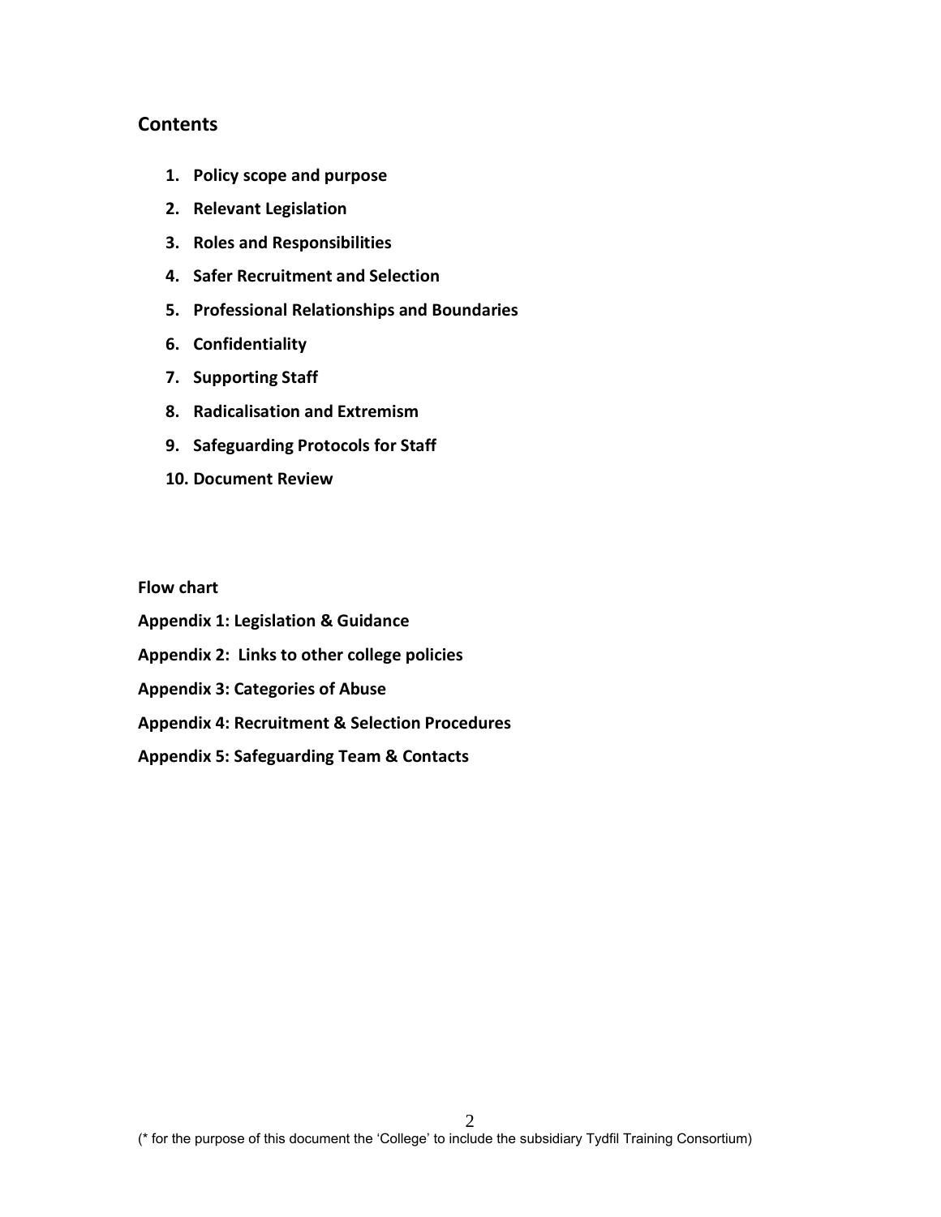## Contents

1. **Policy scope and purpose**
2. **Relevant Legislation**
3. **Roles and Responsibilities**
4. **Safer Recruitment and Selection**
5. **Professional Relationships and Boundaries**
6. **Confidentiality**
7. **Supporting Staff**
8. **Radicalisation and Extremism**
9. **Safeguarding Protocols for Staff**
10. **Document Review**

**Flow chart**

**Appendix 1: Legislation & Guidance**

**Appendix 2: Links to other college policies**

**Appendix 3: Categories of Abuse**

**Appendix 4: Recruitment & Selection Procedures**

**Appendix 5: Safeguarding Team & Contacts**

(* for the purpose of this document the 'College' to include the subsidiary Tydfil Training Consortium)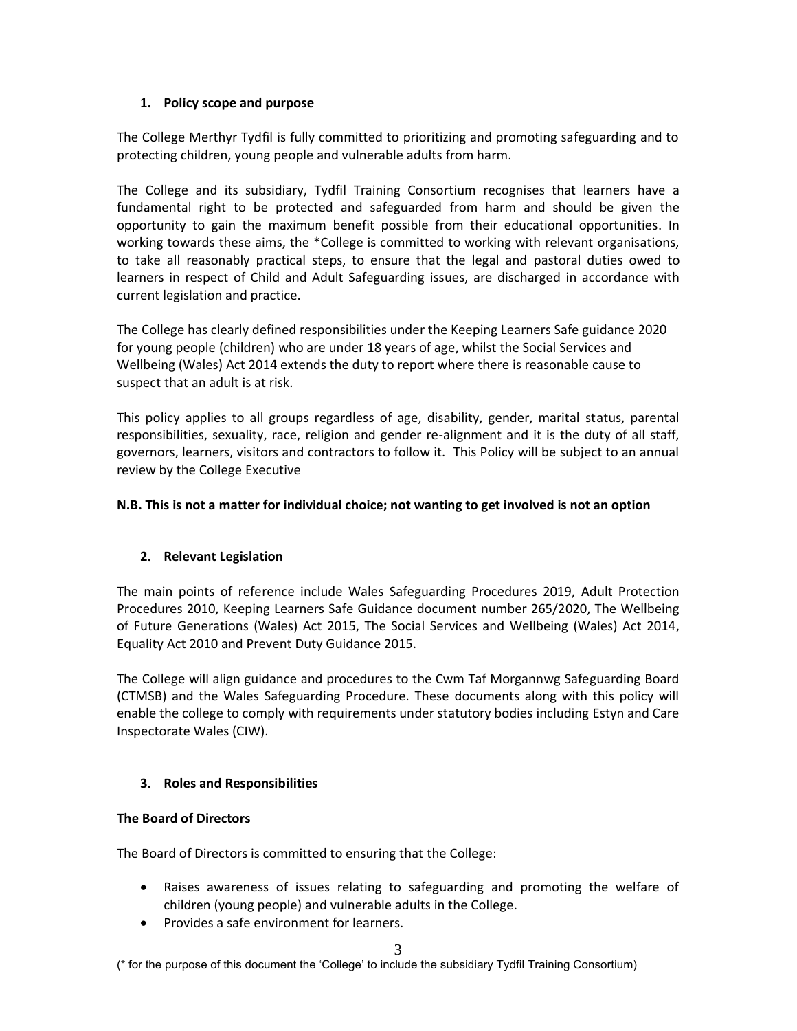## 1. Policy scope and purpose

The College Merthyr Tydfil is fully committed to prioritizing and promoting safeguarding and to protecting children, young people and vulnerable adults from harm.

The College and its subsidiary, Tydfil Training Consortium recognises that learners have a fundamental right to be protected and safeguarded from harm and should be given the opportunity to gain the maximum benefit possible from their educational opportunities. In working towards these aims, the *College is committed to working with relevant organisations, to take all reasonably practical steps, to ensure that the legal and pastoral duties owed to learners in respect of Child and Adult Safeguarding issues, are discharged in accordance with current legislation and practice.

The College has clearly defined responsibilities under the Keeping Learners Safe guidance 2020 for young people (children) who are under 18 years of age, whilst the Social Services and Wellbeing (Wales) Act 2014 extends the duty to report where there is reasonable cause to suspect that an adult is at risk.

This policy applies to all groups regardless of age, disability, gender, marital status, parental responsibilities, sexuality, race, religion and gender re-alignment and it is the duty of all staff, governors, learners, visitors and contractors to follow it. This Policy will be subject to an annual review by the College Executive

**N.B. This is not a matter for individual choice; not wanting to get involved is not an option**

## 2. Relevant Legislation

The main points of reference include Wales Safeguarding Procedures 2019, Adult Protection Procedures 2010, Keeping Learners Safe Guidance document number 265/2020, The Wellbeing of Future Generations (Wales) Act 2015, The Social Services and Wellbeing (Wales) Act 2014, Equality Act 2010 and Prevent Duty Guidance 2015.

The College will align guidance and procedures to the Cwm Taf Morgannwg Safeguarding Board (CTMSB) and the Wales Safeguarding Procedure. These documents along with this policy will enable the college to comply with requirements under statutory bodies including Estyn and Care Inspectorate Wales (CIW).

## 3. Roles and Responsibilities

**The Board of Directors**

The Board of Directors is committed to ensuring that the College:

- Raises awareness of issues relating to safeguarding and promoting the welfare of children (young people) and vulnerable adults in the College.
- Provides a safe environment for learners.

(* for the purpose of this document the 'College' to include the subsidiary Tydfil Training Consortium)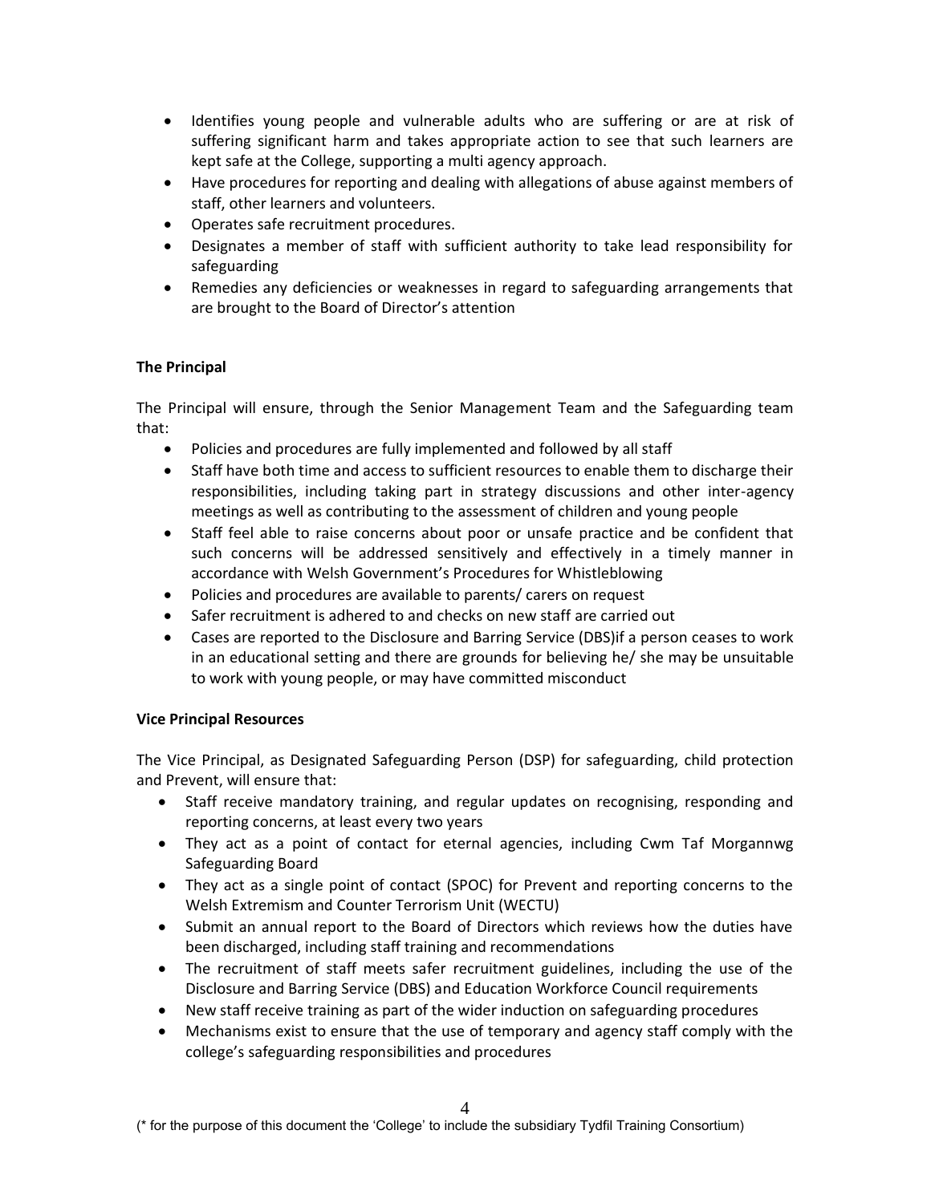- Identifies young people and vulnerable adults who are suffering or are at risk of suffering significant harm and takes appropriate action to see that such learners are kept safe at the College, supporting a multi agency approach.
- Have procedures for reporting and dealing with allegations of abuse against members of staff, other learners and volunteers.
- Operates safe recruitment procedures.
- Designates a member of staff with sufficient authority to take lead responsibility for safeguarding
- Remedies any deficiencies or weaknesses in regard to safeguarding arrangements that are brought to the Board of Director's attention

**The Principal**

The Principal will ensure, through the Senior Management Team and the Safeguarding team that:

- Policies and procedures are fully implemented and followed by all staff
- Staff have both time and access to sufficient resources to enable them to discharge their responsibilities, including taking part in strategy discussions and other inter-agency meetings as well as contributing to the assessment of children and young people
- Staff feel able to raise concerns about poor or unsafe practice and be confident that such concerns will be addressed sensitively and effectively in a timely manner in accordance with Welsh Government's Procedures for Whistleblowing
- Policies and procedures are available to parents/ carers on request
- Safer recruitment is adhered to and checks on new staff are carried out
- Cases are reported to the Disclosure and Barring Service (DBS)if a person ceases to work in an educational setting and there are grounds for believing he/ she may be unsuitable to work with young people, or may have committed misconduct

**Vice Principal Resources**

The Vice Principal, as Designated Safeguarding Person (DSP) for safeguarding, child protection and Prevent, will ensure that:

- Staff receive mandatory training, and regular updates on recognising, responding and reporting concerns, at least every two years
- They act as a point of contact for eternal agencies, including Cwm Taf Morgannwg Safeguarding Board
- They act as a single point of contact (SPOC) for Prevent and reporting concerns to the Welsh Extremism and Counter Terrorism Unit (WECTU)
- Submit an annual report to the Board of Directors which reviews how the duties have been discharged, including staff training and recommendations
- The recruitment of staff meets safer recruitment guidelines, including the use of the Disclosure and Barring Service (DBS) and Education Workforce Council requirements
- New staff receive training as part of the wider induction on safeguarding procedures
- Mechanisms exist to ensure that the use of temporary and agency staff comply with the college's safeguarding responsibilities and procedures

(* for the purpose of this document the 'College' to include the subsidiary Tydfil Training Consortium)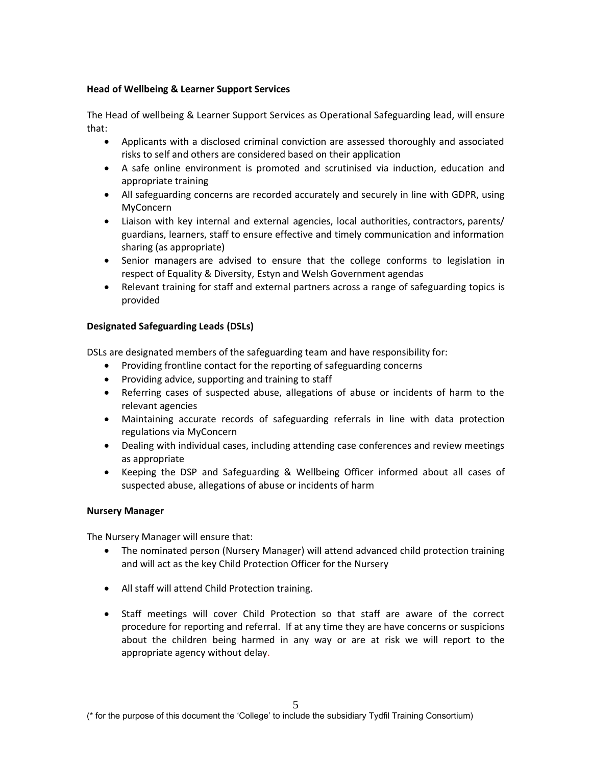**Head of Wellbeing & Learner Support Services**

The Head of wellbeing & Learner Support Services as Operational Safeguarding lead, will ensure that:

- Applicants with a disclosed criminal conviction are assessed thoroughly and associated risks to self and others are considered based on their application
- A safe online environment is promoted and scrutinised via induction, education and appropriate training
- All safeguarding concerns are recorded accurately and securely in line with GDPR, using MyConcern
- Liaison with key internal and external agencies, local authorities, contractors, parents/ guardians, learners, staff to ensure effective and timely communication and information sharing (as appropriate)
- Senior managers are advised to ensure that the college conforms to legislation in respect of Equality & Diversity, Estyn and Welsh Government agendas
- Relevant training for staff and external partners across a range of safeguarding topics is provided

**Designated Safeguarding Leads (DSLs)**

DSLs are designated members of the safeguarding team and have responsibility for:

- Providing frontline contact for the reporting of safeguarding concerns
- Providing advice, supporting and training to staff
- Referring cases of suspected abuse, allegations of abuse or incidents of harm to the relevant agencies
- Maintaining accurate records of safeguarding referrals in line with data protection regulations via MyConcern
- Dealing with individual cases, including attending case conferences and review meetings as appropriate
- Keeping the DSP and Safeguarding & Wellbeing Officer informed about all cases of suspected abuse, allegations of abuse or incidents of harm

**Nursery Manager**

The Nursery Manager will ensure that:

- The nominated person (Nursery Manager) will attend advanced child protection training and will act as the key Child Protection Officer for the Nursery
- All staff will attend Child Protection training.
- Staff meetings will cover Child Protection so that staff are aware of the correct procedure for reporting and referral. If at any time they are have concerns or suspicions about the children being harmed in any way or are at risk we will report to the appropriate agency without delay.

(* for the purpose of this document the 'College' to include the subsidiary Tydfil Training Consortium)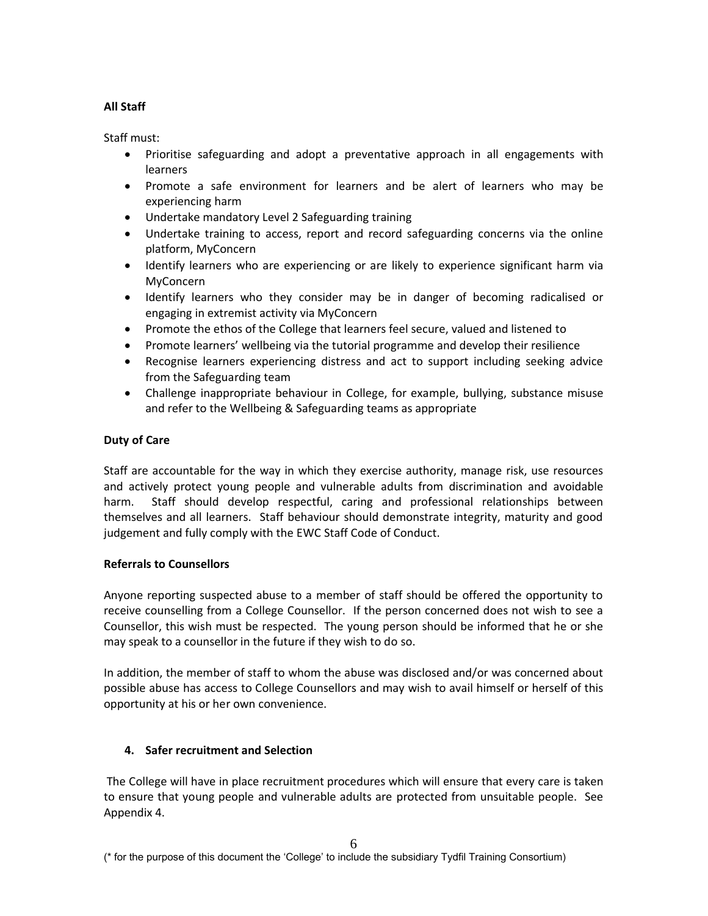**All Staff**

Staff must:

- Prioritise safeguarding and adopt a preventative approach in all engagements with learners
- Promote a safe environment for learners and be alert of learners who may be experiencing harm
- Undertake mandatory Level 2 Safeguarding training
- Undertake training to access, report and record safeguarding concerns via the online platform, MyConcern
- Identify learners who are experiencing or are likely to experience significant harm via MyConcern
- Identify learners who they consider may be in danger of becoming radicalised or engaging in extremist activity via MyConcern
- Promote the ethos of the College that learners feel secure, valued and listened to
- Promote learners' wellbeing via the tutorial programme and develop their resilience
- Recognise learners experiencing distress and act to support including seeking advice from the Safeguarding team
- Challenge inappropriate behaviour in College, for example, bullying, substance misuse and refer to the Wellbeing & Safeguarding teams as appropriate

**Duty of Care**

Staff are accountable for the way in which they exercise authority, manage risk, use resources and actively protect young people and vulnerable adults from discrimination and avoidable harm. Staff should develop respectful, caring and professional relationships between themselves and all learners. Staff behaviour should demonstrate integrity, maturity and good judgement and fully comply with the EWC Staff Code of Conduct.

**Referrals to Counsellors**

Anyone reporting suspected abuse to a member of staff should be offered the opportunity to receive counselling from a College Counsellor. If the person concerned does not wish to see a Counsellor, this wish must be respected. The young person should be informed that he or she may speak to a counsellor in the future if they wish to do so.

In addition, the member of staff to whom the abuse was disclosed and/or was concerned about possible abuse has access to College Counsellors and may wish to avail himself or herself of this opportunity at his or her own convenience.

## 4. Safer recruitment and Selection

The College will have in place recruitment procedures which will ensure that every care is taken to ensure that young people and vulnerable adults are protected from unsuitable people. See Appendix 4.

(* for the purpose of this document the 'College' to include the subsidiary Tydfil Training Consortium)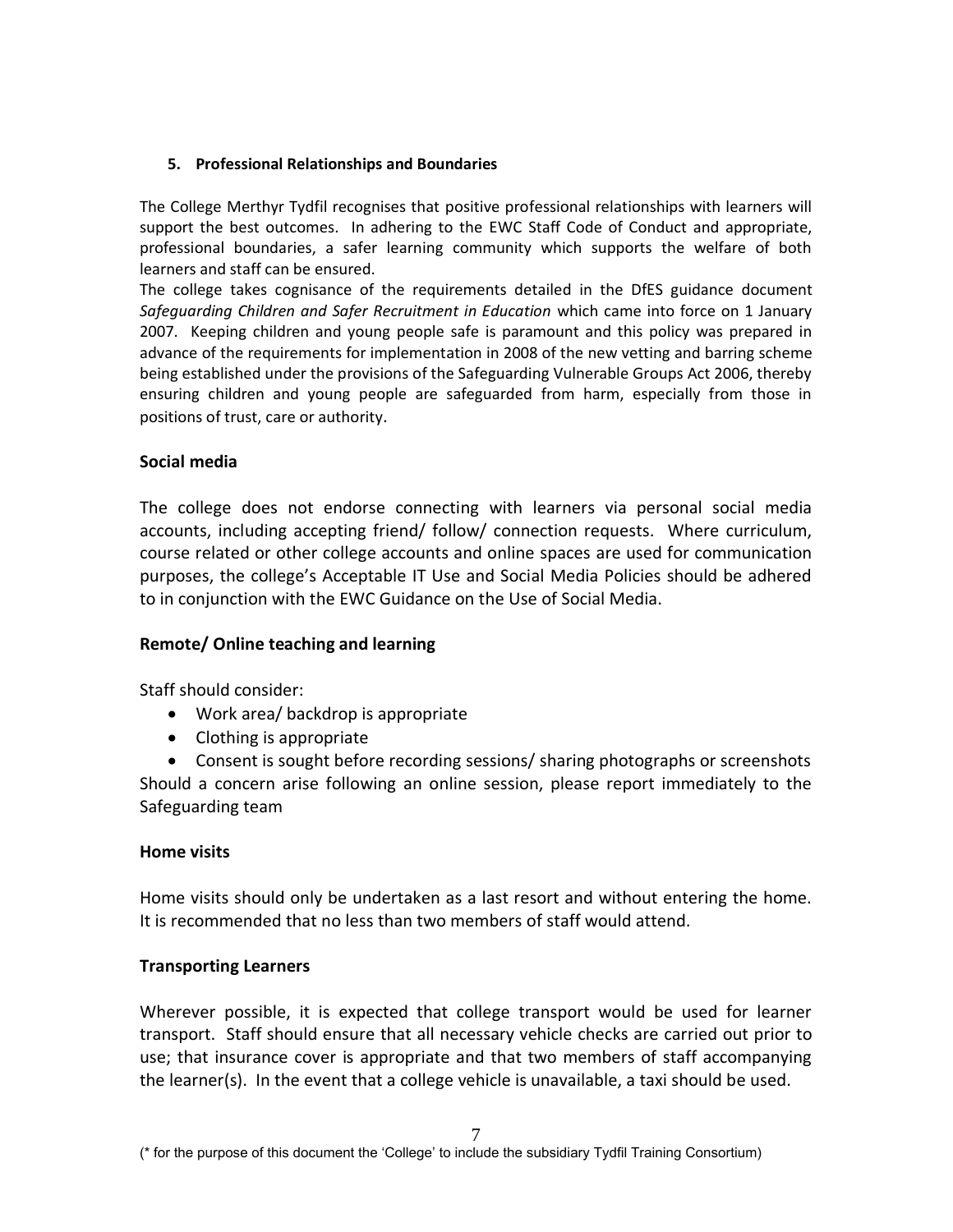## 5. Professional Relationships and Boundaries

The College Merthyr Tydfil recognises that positive professional relationships with learners will support the best outcomes. In adhering to the EWC Staff Code of Conduct and appropriate, professional boundaries, a safer learning community which supports the welfare of both learners and staff can be ensured.

The college takes cognisance of the requirements detailed in the DfES guidance document *Safeguarding Children and Safer Recruitment in Education* which came into force on 1 January 2007. Keeping children and young people safe is paramount and this policy was prepared in advance of the requirements for implementation in 2008 of the new vetting and barring scheme being established under the provisions of the Safeguarding Vulnerable Groups Act 2006, thereby ensuring children and young people are safeguarded from harm, especially from those in positions of trust, care or authority.

### Social media

The college does not endorse connecting with learners via personal social media accounts, including accepting friend/ follow/ connection requests. Where curriculum, course related or other college accounts and online spaces are used for communication purposes, the college's Acceptable IT Use and Social Media Policies should be adhered to in conjunction with the EWC Guidance on the Use of Social Media.

### Remote/ Online teaching and learning

Staff should consider:

- Work area/ backdrop is appropriate
- Clothing is appropriate
- Consent is sought before recording sessions/ sharing photographs or screenshots

Should a concern arise following an online session, please report immediately to the Safeguarding team

### Home visits

Home visits should only be undertaken as a last resort and without entering the home. It is recommended that no less than two members of staff would attend.

### Transporting Learners

Wherever possible, it is expected that college transport would be used for learner transport. Staff should ensure that all necessary vehicle checks are carried out prior to use; that insurance cover is appropriate and that two members of staff accompanying the learner(s). In the event that a college vehicle is unavailable, a taxi should be used.

(* for the purpose of this document the 'College' to include the subsidiary Tydfil Training Consortium)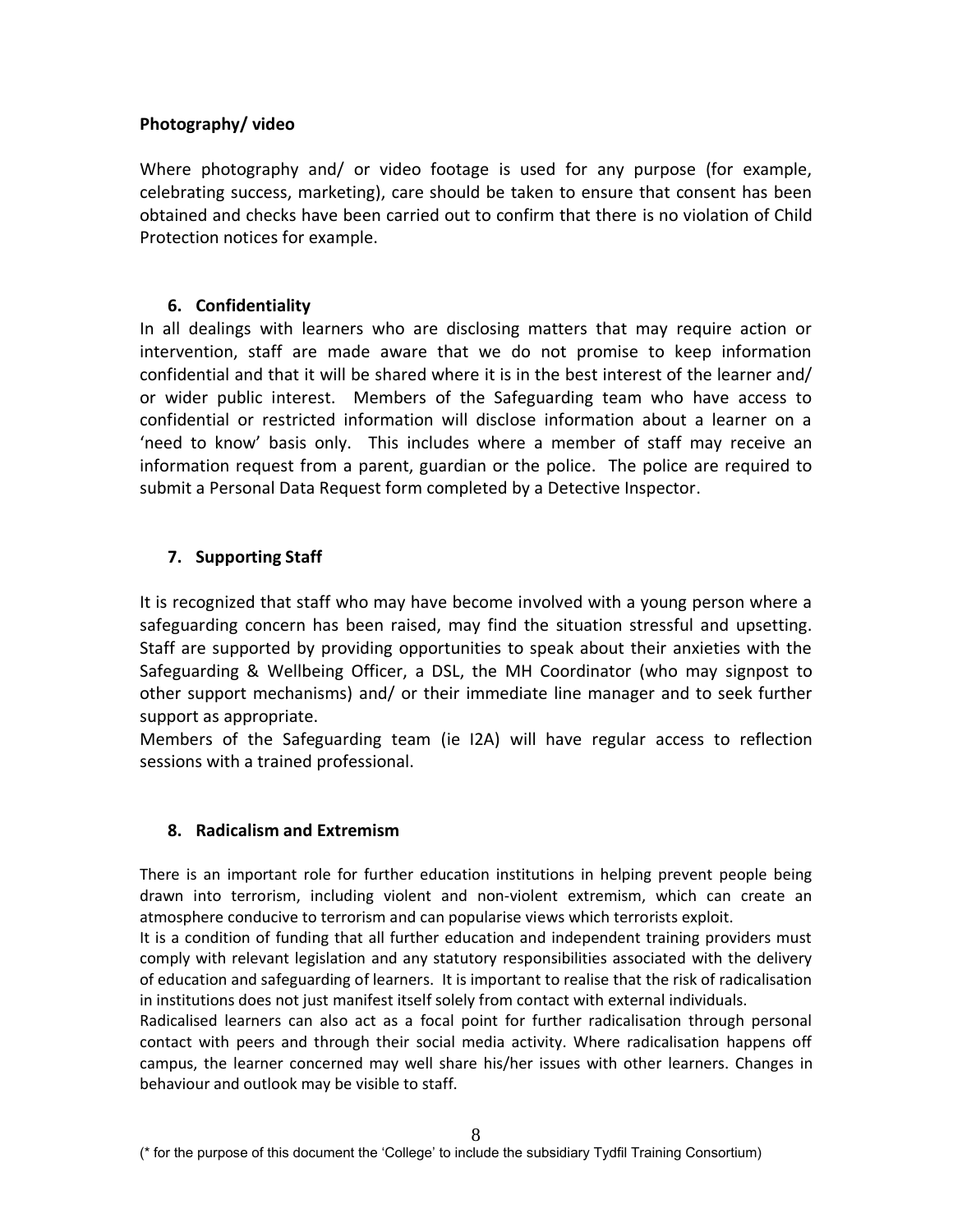**Photography/ video**

Where photography and/ or video footage is used for any purpose (for example, celebrating success, marketing), care should be taken to ensure that consent has been obtained and checks have been carried out to confirm that there is no violation of Child Protection notices for example.

## 6. Confidentiality

In all dealings with learners who are disclosing matters that may require action or intervention, staff are made aware that we do not promise to keep information confidential and that it will be shared where it is in the best interest of the learner and/ or wider public interest. Members of the Safeguarding team who have access to confidential or restricted information will disclose information about a learner on a 'need to know' basis only. This includes where a member of staff may receive an information request from a parent, guardian or the police. The police are required to submit a Personal Data Request form completed by a Detective Inspector.

## 7. Supporting Staff

It is recognized that staff who may have become involved with a young person where a safeguarding concern has been raised, may find the situation stressful and upsetting. Staff are supported by providing opportunities to speak about their anxieties with the Safeguarding & Wellbeing Officer, a DSL, the MH Coordinator (who may signpost to other support mechanisms) and/ or their immediate line manager and to seek further support as appropriate.

Members of the Safeguarding team (ie I2A) will have regular access to reflection sessions with a trained professional.

## 8. Radicalism and Extremism

There is an important role for further education institutions in helping prevent people being drawn into terrorism, including violent and non-violent extremism, which can create an atmosphere conducive to terrorism and can popularise views which terrorists exploit.

It is a condition of funding that all further education and independent training providers must comply with relevant legislation and any statutory responsibilities associated with the delivery of education and safeguarding of learners. It is important to realise that the risk of radicalisation in institutions does not just manifest itself solely from contact with external individuals.

Radicalised learners can also act as a focal point for further radicalisation through personal contact with peers and through their social media activity. Where radicalisation happens off campus, the learner concerned may well share his/her issues with other learners. Changes in behaviour and outlook may be visible to staff.

(* for the purpose of this document the 'College' to include the subsidiary Tydfil Training Consortium)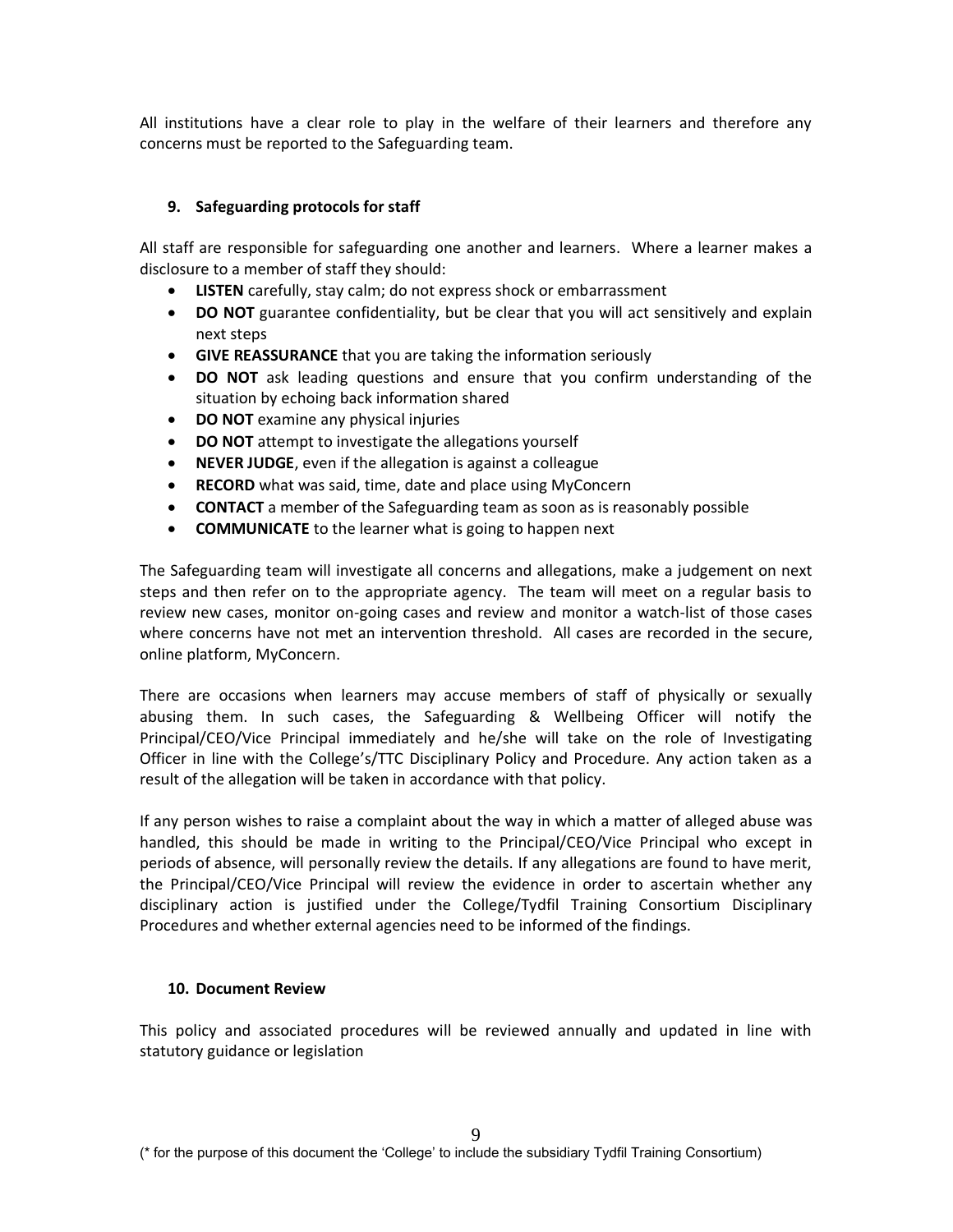All institutions have a clear role to play in the welfare of their learners and therefore any concerns must be reported to the Safeguarding team.

## 9. Safeguarding protocols for staff

All staff are responsible for safeguarding one another and learners. Where a learner makes a disclosure to a member of staff they should:

- **LISTEN** carefully, stay calm; do not express shock or embarrassment
- **DO NOT** guarantee confidentiality, but be clear that you will act sensitively and explain next steps
- **GIVE REASSURANCE** that you are taking the information seriously
- **DO NOT** ask leading questions and ensure that you confirm understanding of the situation by echoing back information shared
- **DO NOT** examine any physical injuries
- **DO NOT** attempt to investigate the allegations yourself
- **NEVER JUDGE**, even if the allegation is against a colleague
- **RECORD** what was said, time, date and place using MyConcern
- **CONTACT** a member of the Safeguarding team as soon as is reasonably possible
- **COMMUNICATE** to the learner what is going to happen next

The Safeguarding team will investigate all concerns and allegations, make a judgement on next steps and then refer on to the appropriate agency. The team will meet on a regular basis to review new cases, monitor on-going cases and review and monitor a watch-list of those cases where concerns have not met an intervention threshold. All cases are recorded in the secure, online platform, MyConcern.

There are occasions when learners may accuse members of staff of physically or sexually abusing them. In such cases, the Safeguarding & Wellbeing Officer will notify the Principal/CEO/Vice Principal immediately and he/she will take on the role of Investigating Officer in line with the College's/TTC Disciplinary Policy and Procedure. Any action taken as a result of the allegation will be taken in accordance with that policy.

If any person wishes to raise a complaint about the way in which a matter of alleged abuse was handled, this should be made in writing to the Principal/CEO/Vice Principal who except in periods of absence, will personally review the details. If any allegations are found to have merit, the Principal/CEO/Vice Principal will review the evidence in order to ascertain whether any disciplinary action is justified under the College/Tydfil Training Consortium Disciplinary Procedures and whether external agencies need to be informed of the findings.

## 10. Document Review

This policy and associated procedures will be reviewed annually and updated in line with statutory guidance or legislation

(* for the purpose of this document the 'College' to include the subsidiary Tydfil Training Consortium)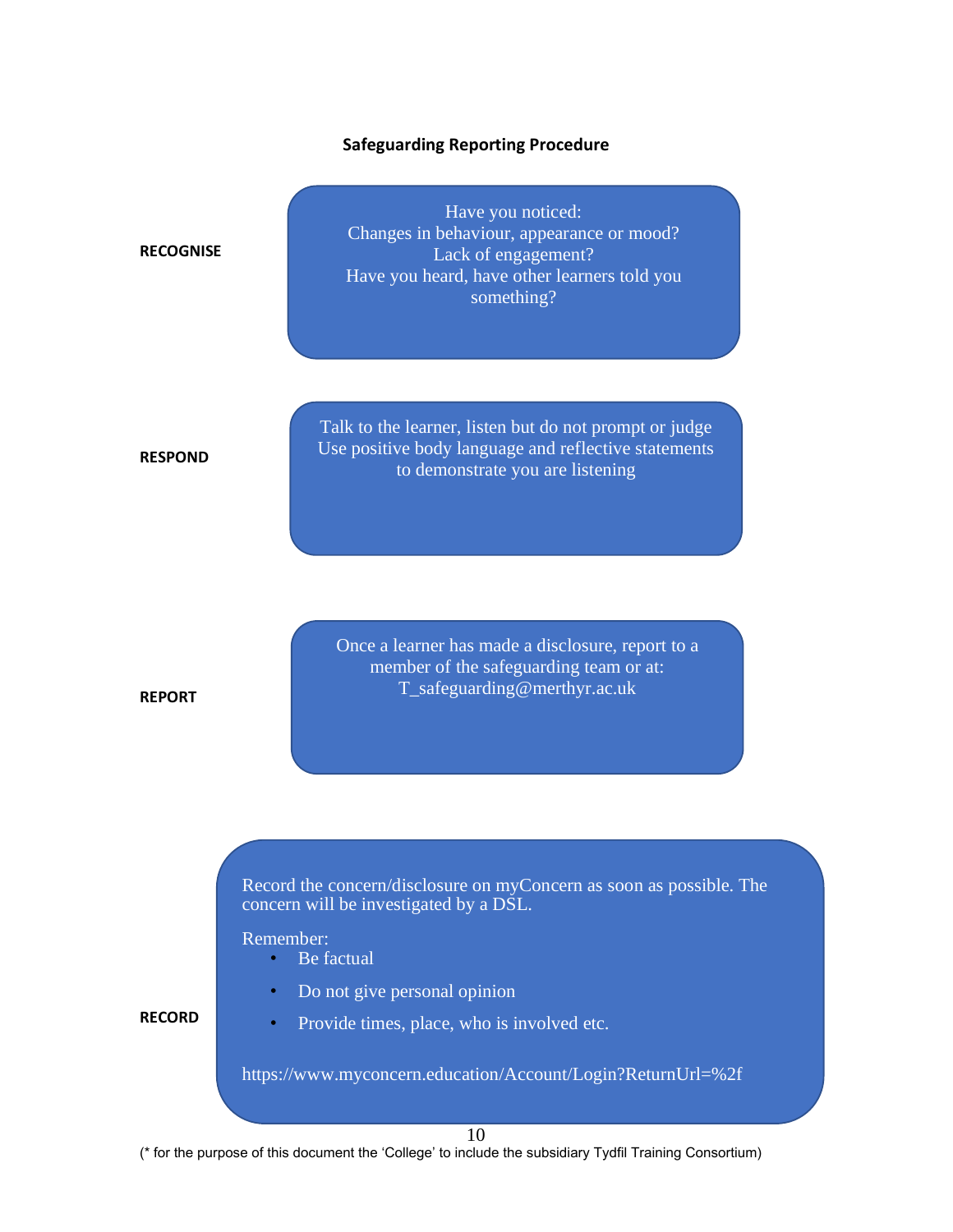## Safeguarding Reporting Procedure

**RECOGNISE**

Have you noticed:
Changes in behaviour, appearance or mood?
Lack of engagement?
Have you heard, have other learners told you something?

**RESPOND**

Talk to the learner, listen but do not prompt or judge
Use positive body language and reflective statements to demonstrate you are listening

**REPORT**

Once a learner has made a disclosure, report to a member of the safeguarding team or at:
T_safeguarding@merthyr.ac.uk

**RECORD**

Record the concern/disclosure on myConcern as soon as possible. The concern will be investigated by a DSL.

Remember:

- Be factual
- Do not give personal opinion
- Provide times, place, who is involved etc.

https://www.myconcern.education/Account/Login?ReturnUrl=%2f

(* for the purpose of this document the 'College' to include the subsidiary Tydfil Training Consortium)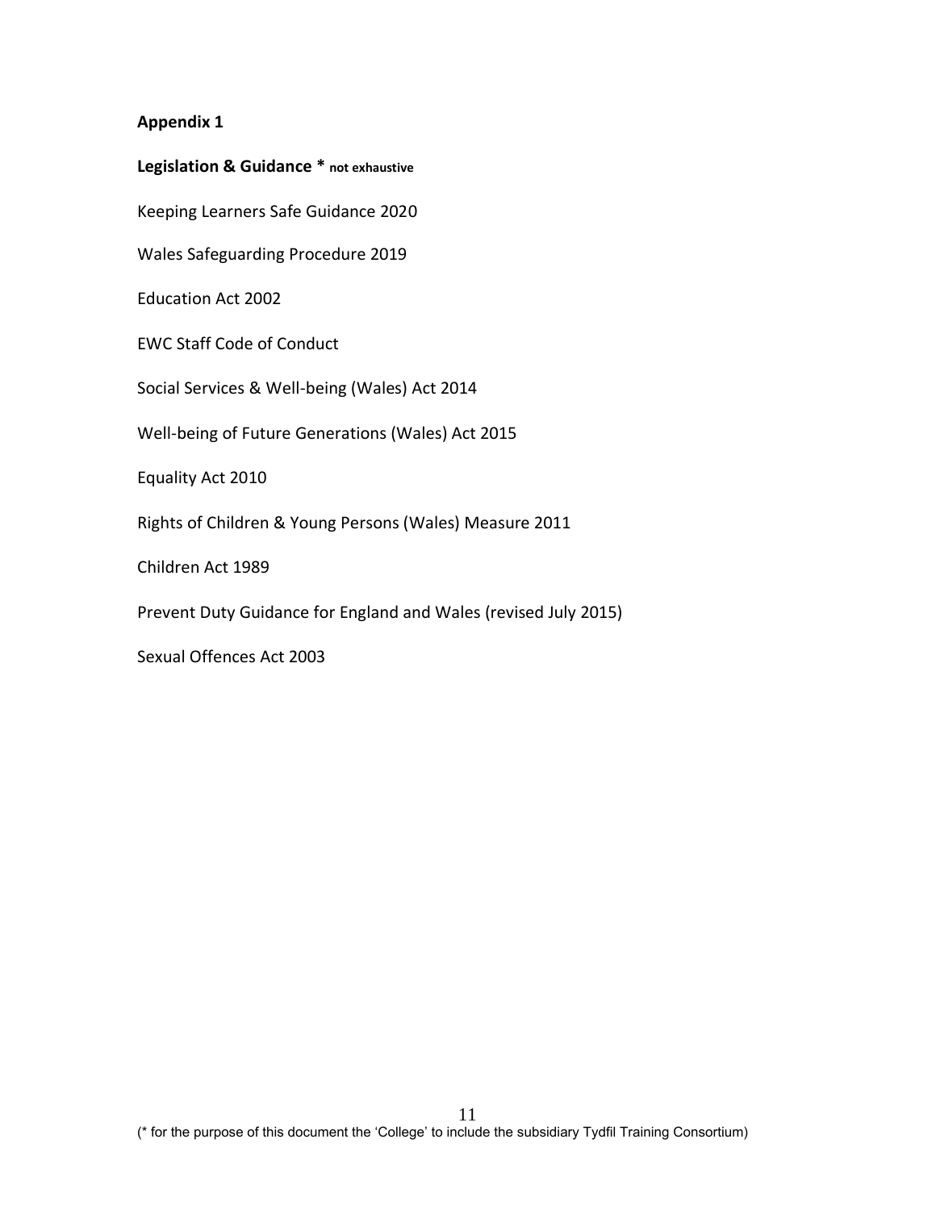**Appendix 1**

**Legislation & Guidance * not exhaustive**

Keeping Learners Safe Guidance 2020

Wales Safeguarding Procedure 2019

Education Act 2002

EWC Staff Code of Conduct

Social Services & Well-being (Wales) Act 2014

Well-being of Future Generations (Wales) Act 2015

Equality Act 2010

Rights of Children & Young Persons (Wales) Measure 2011

Children Act 1989

Prevent Duty Guidance for England and Wales (revised July 2015)

Sexual Offences Act 2003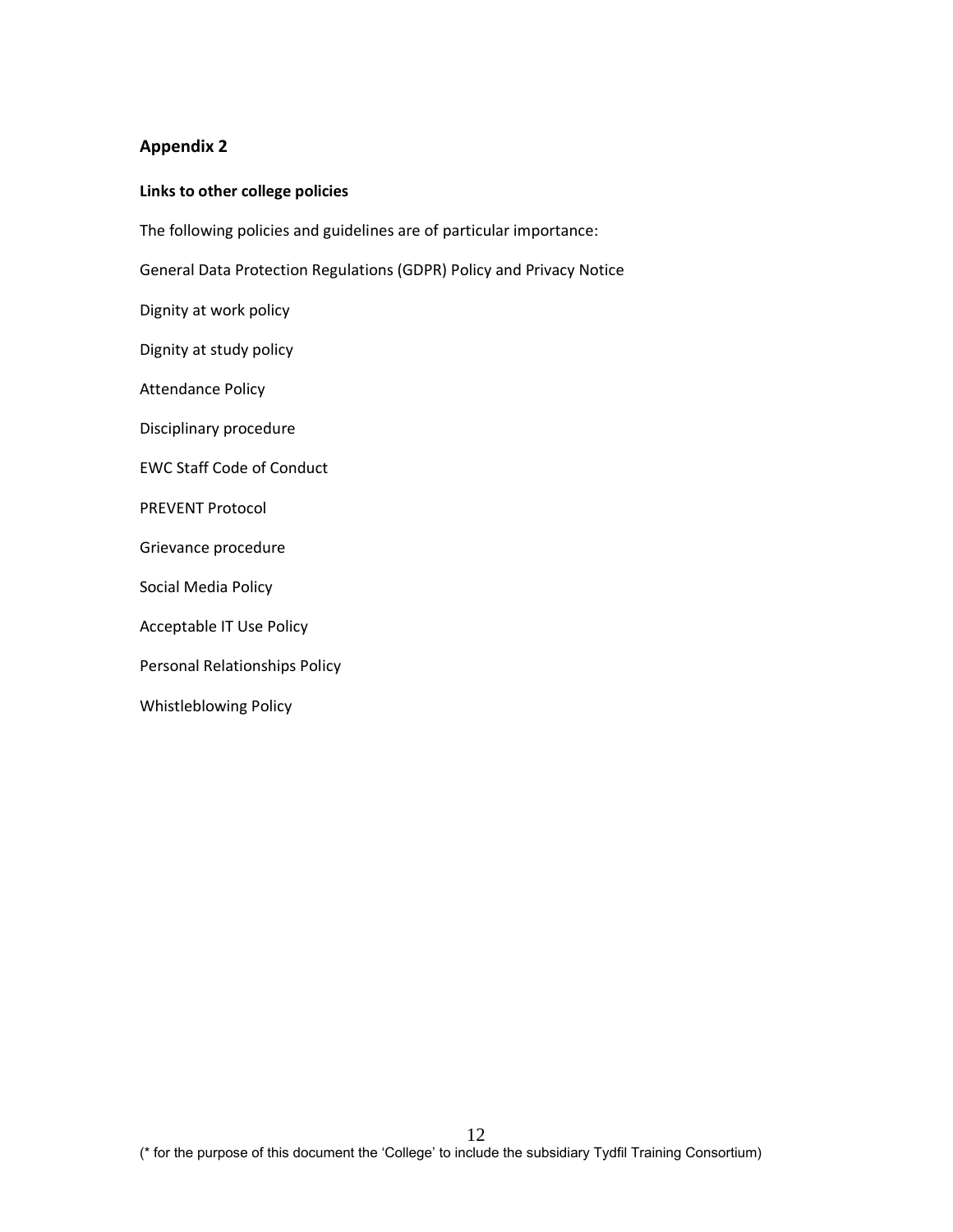## Appendix 2

### Links to other college policies

The following policies and guidelines are of particular importance:

General Data Protection Regulations (GDPR) Policy and Privacy Notice

Dignity at work policy

Dignity at study policy

Attendance Policy

Disciplinary procedure

EWC Staff Code of Conduct

PREVENT Protocol

Grievance procedure

Social Media Policy

Acceptable IT Use Policy

Personal Relationships Policy

Whistleblowing Policy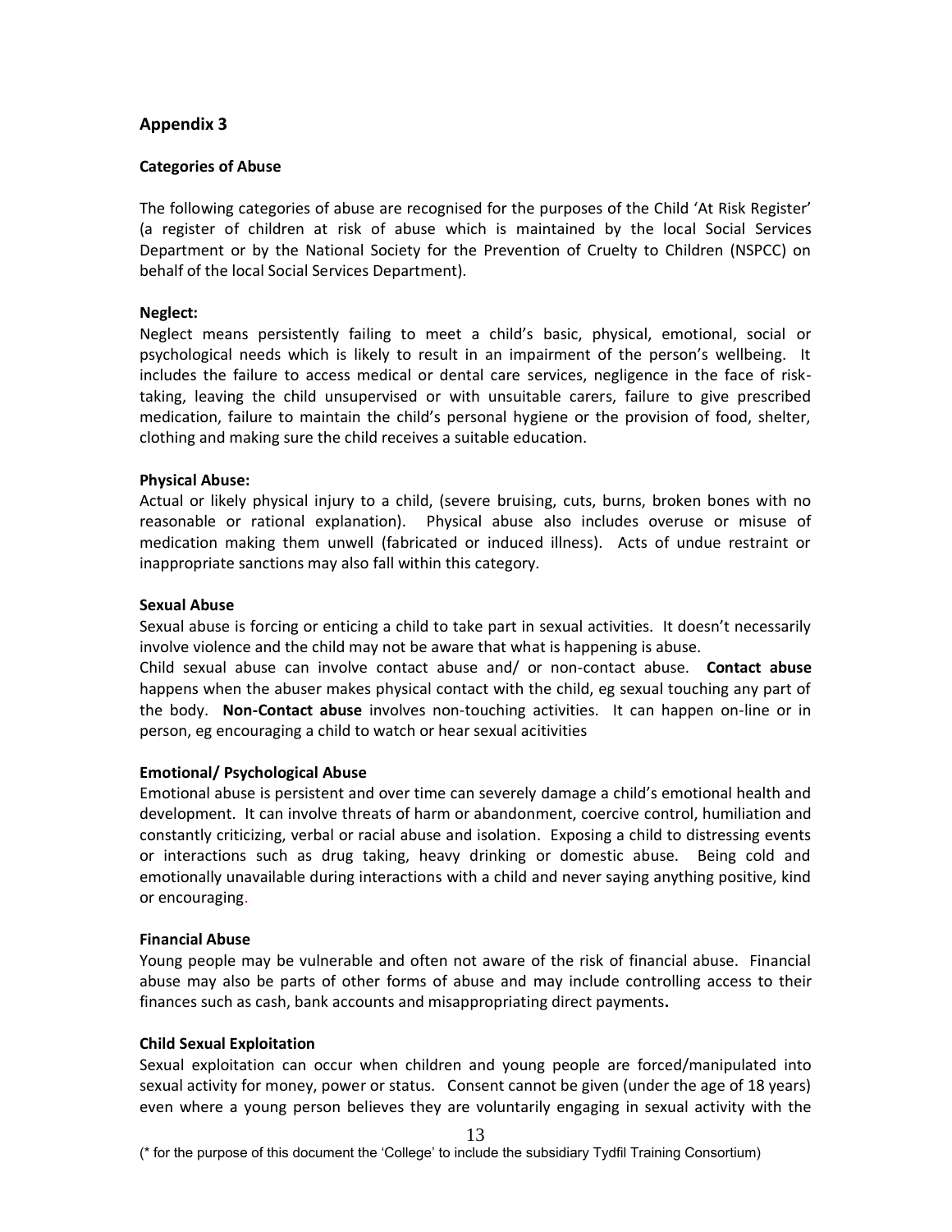## Appendix 3

### Categories of Abuse

The following categories of abuse are recognised for the purposes of the Child 'At Risk Register' (a register of children at risk of abuse which is maintained by the local Social Services Department or by the National Society for the Prevention of Cruelty to Children (NSPCC) on behalf of the local Social Services Department).

**Neglect:**

Neglect means persistently failing to meet a child's basic, physical, emotional, social or psychological needs which is likely to result in an impairment of the person's wellbeing. It includes the failure to access medical or dental care services, negligence in the face of risk-taking, leaving the child unsupervised or with unsuitable carers, failure to give prescribed medication, failure to maintain the child's personal hygiene or the provision of food, shelter, clothing and making sure the child receives a suitable education.

**Physical Abuse:**

Actual or likely physical injury to a child, (severe bruising, cuts, burns, broken bones with no reasonable or rational explanation). Physical abuse also includes overuse or misuse of medication making them unwell (fabricated or induced illness). Acts of undue restraint or inappropriate sanctions may also fall within this category.

**Sexual Abuse**

Sexual abuse is forcing or enticing a child to take part in sexual activities. It doesn't necessarily involve violence and the child may not be aware that what is happening is abuse.

Child sexual abuse can involve contact abuse and/ or non-contact abuse. **Contact abuse** happens when the abuser makes physical contact with the child, eg sexual touching any part of the body. **Non-Contact abuse** involves non-touching activities. It can happen on-line or in person, eg encouraging a child to watch or hear sexual acitivities

**Emotional/ Psychological Abuse**

Emotional abuse is persistent and over time can severely damage a child's emotional health and development. It can involve threats of harm or abandonment, coercive control, humiliation and constantly criticizing, verbal or racial abuse and isolation. Exposing a child to distressing events or interactions such as drug taking, heavy drinking or domestic abuse. Being cold and emotionally unavailable during interactions with a child and never saying anything positive, kind or encouraging.

**Financial Abuse**

Young people may be vulnerable and often not aware of the risk of financial abuse. Financial abuse may also be parts of other forms of abuse and may include controlling access to their finances such as cash, bank accounts and misappropriating direct payments**.**

**Child Sexual Exploitation**

Sexual exploitation can occur when children and young people are forced/manipulated into sexual activity for money, power or status. Consent cannot be given (under the age of 18 years) even where a young person believes they are voluntarily engaging in sexual activity with the

(* for the purpose of this document the 'College' to include the subsidiary Tydfil Training Consortium)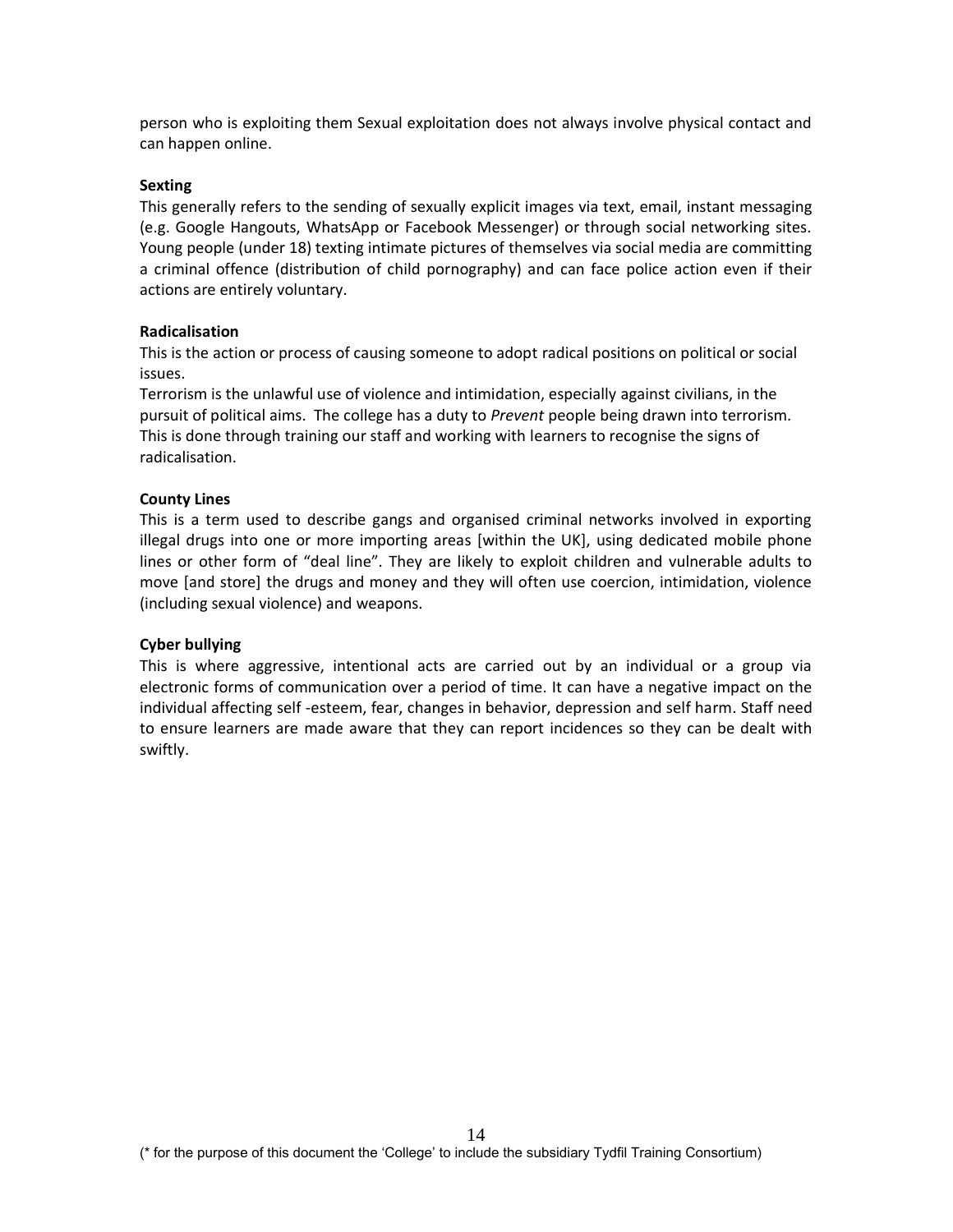person who is exploiting them Sexual exploitation does not always involve physical contact and can happen online.

**Sexting**

This generally refers to the sending of sexually explicit images via text, email, instant messaging (e.g. Google Hangouts, WhatsApp or Facebook Messenger) or through social networking sites. Young people (under 18) texting intimate pictures of themselves via social media are committing a criminal offence (distribution of child pornography) and can face police action even if their actions are entirely voluntary.

**Radicalisation**

This is the action or process of causing someone to adopt radical positions on political or social issues.

Terrorism is the unlawful use of violence and intimidation, especially against civilians, in the pursuit of political aims. The college has a duty to *Prevent* people being drawn into terrorism. This is done through training our staff and working with learners to recognise the signs of radicalisation.

**County Lines**

This is a term used to describe gangs and organised criminal networks involved in exporting illegal drugs into one or more importing areas [within the UK], using dedicated mobile phone lines or other form of "deal line". They are likely to exploit children and vulnerable adults to move [and store] the drugs and money and they will often use coercion, intimidation, violence (including sexual violence) and weapons.

**Cyber bullying**

This is where aggressive, intentional acts are carried out by an individual or a group via electronic forms of communication over a period of time. It can have a negative impact on the individual affecting self -esteem, fear, changes in behavior, depression and self harm. Staff need to ensure learners are made aware that they can report incidences so they can be dealt with swiftly.

(* for the purpose of this document the 'College' to include the subsidiary Tydfil Training Consortium)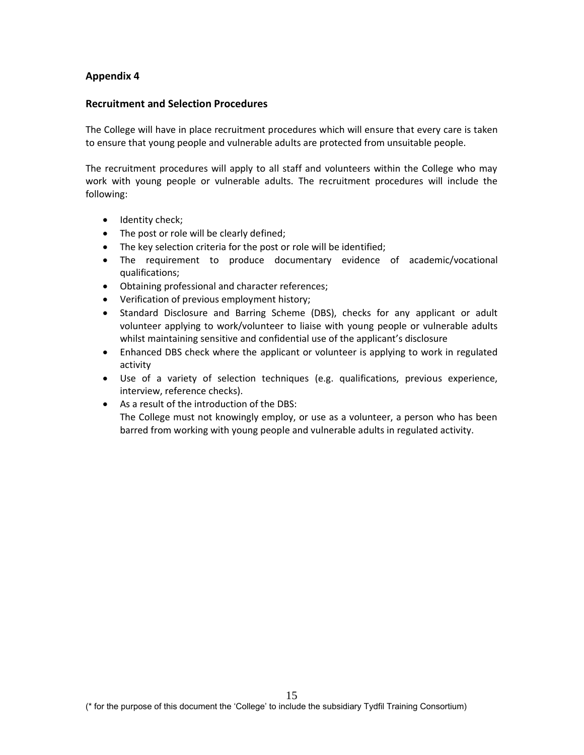## Appendix 4

### Recruitment and Selection Procedures

The College will have in place recruitment procedures which will ensure that every care is taken to ensure that young people and vulnerable adults are protected from unsuitable people.

The recruitment procedures will apply to all staff and volunteers within the College who may work with young people or vulnerable adults. The recruitment procedures will include the following:

- Identity check;
- The post or role will be clearly defined;
- The key selection criteria for the post or role will be identified;
- The requirement to produce documentary evidence of academic/vocational qualifications;
- Obtaining professional and character references;
- Verification of previous employment history;
- Standard Disclosure and Barring Scheme (DBS), checks for any applicant or adult volunteer applying to work/volunteer to liaise with young people or vulnerable adults whilst maintaining sensitive and confidential use of the applicant's disclosure
- Enhanced DBS check where the applicant or volunteer is applying to work in regulated activity
- Use of a variety of selection techniques (e.g. qualifications, previous experience, interview, reference checks).
- As a result of the introduction of the DBS:
  The College must not knowingly employ, or use as a volunteer, a person who has been barred from working with young people and vulnerable adults in regulated activity.

(* for the purpose of this document the 'College' to include the subsidiary Tydfil Training Consortium)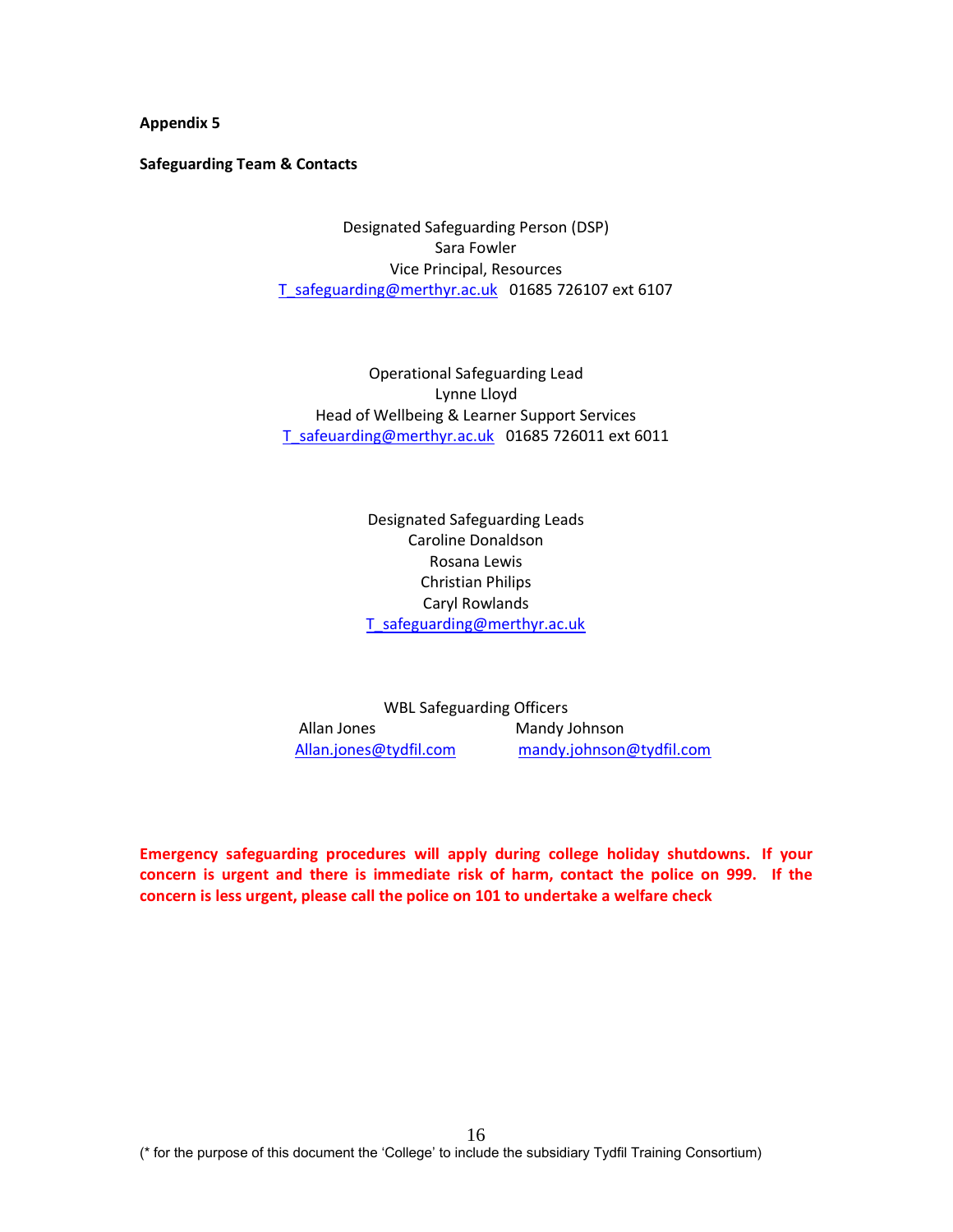**Appendix 5**

**Safeguarding Team & Contacts**

Designated Safeguarding Person (DSP)
Sara Fowler
Vice Principal, Resources
T_safeguarding@merthyr.ac.uk 01685 726107 ext 6107

Operational Safeguarding Lead
Lynne Lloyd
Head of Wellbeing & Learner Support Services
T_safeuarding@merthyr.ac.uk 01685 726011 ext 6011

Designated Safeguarding Leads
Caroline Donaldson
Rosana Lewis
Christian Philips
Caryl Rowlands
T_safeguarding@merthyr.ac.uk

WBL Safeguarding Officers

Allan Jones
Allan.jones@tydfil.com

Mandy Johnson
mandy.johnson@tydfil.com

**Emergency safeguarding procedures will apply during college holiday shutdowns. If your concern is urgent and there is immediate risk of harm, contact the police on 999. If the concern is less urgent, please call the police on 101 to undertake a welfare check**

(* for the purpose of this document the 'College' to include the subsidiary Tydfil Training Consortium)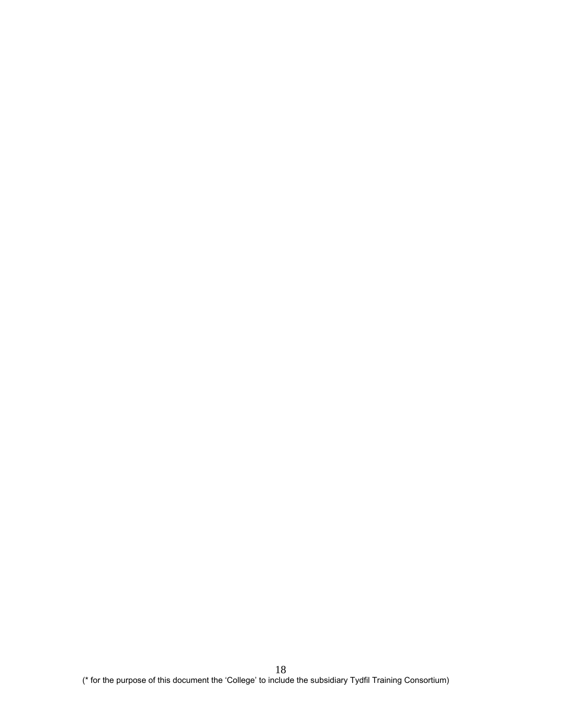(* for the purpose of this document the 'College' to include the subsidiary Tydfil Training Consortium)